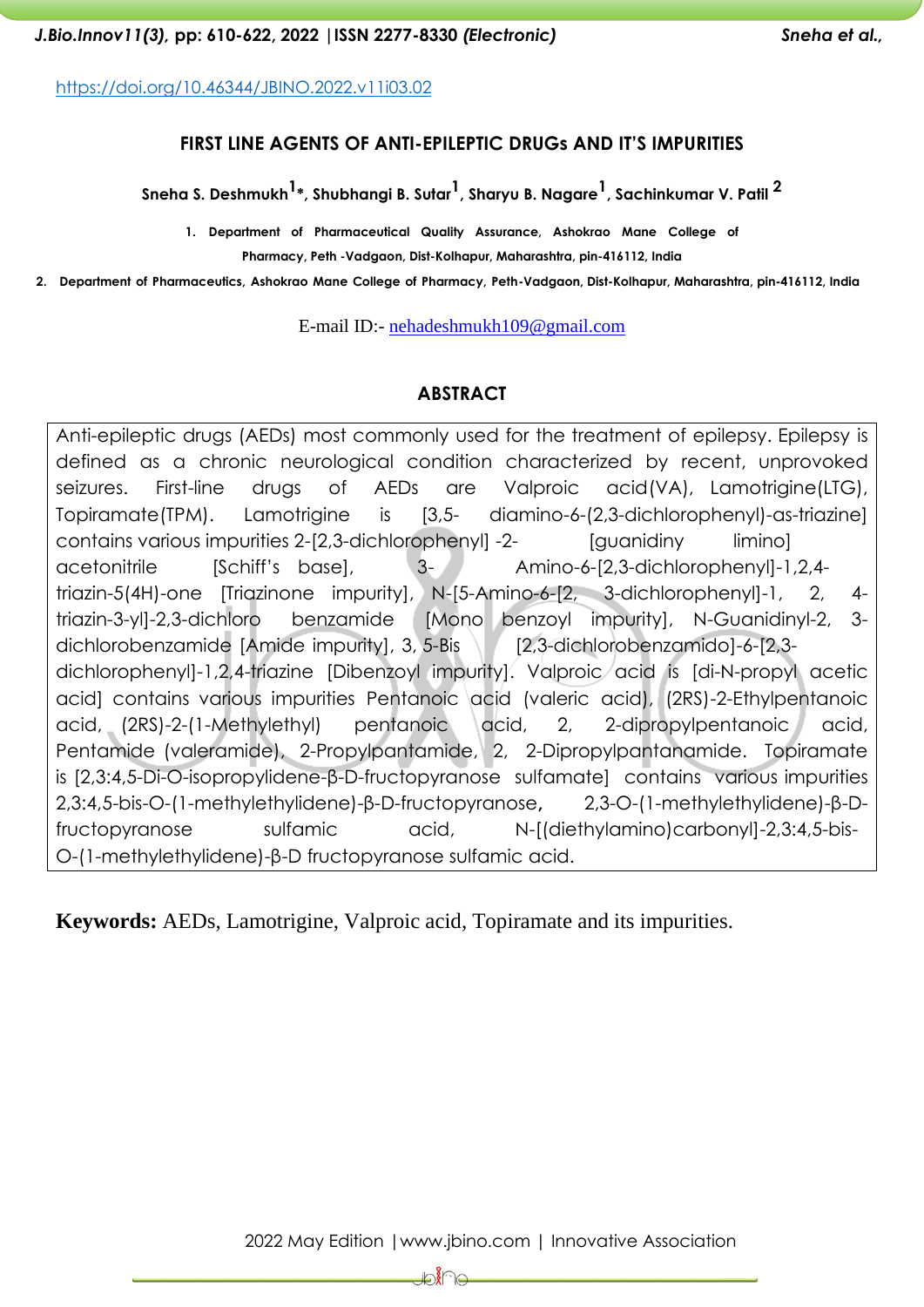https://doi.org/10.46344/JBINO.2022.v11i03.02

# FIRST LINE AGENTS OF ANTI-EPILEPTIC DRUGs AND IT'S IMPURITIES

**Sneha S. Deshmukh[1]*, Shubhangi B. Sutar[1], Sharyu B. Nagare[1], Sachinkumar V. Patil [2]**

1. Department of Pharmaceutical Quality Assurance, Ashokrao Mane College of Pharmacy, Peth -Vadgaon, Dist-Kolhapur, Maharashtra, pin-416112, India
2. Department of Pharmaceutics, Ashokrao Mane College of Pharmacy, Peth-Vadgaon, Dist-Kolhapur, Maharashtra, pin-416112, India

E-mail ID:- nehadeshmukh109@gmail.com

## ABSTRACT

Anti-epileptic drugs (AEDs) most commonly used for the treatment of epilepsy. Epilepsy is defined as a chronic neurological condition characterized by recent, unprovoked seizures. First-line drugs of AEDs are Valproic acid(VA), Lamotrigine(LTG), Topiramate(TPM). Lamotrigine is [3,5- diamino-6-(2,3-dichlorophenyl)-as-triazine] contains various impurities 2-[2,3-dichlorophenyl] -2- [guanidiny limino] acetonitrile [Schiff's base], 3- Amino-6-[2,3-dichlorophenyl]-1,2,4-triazin-5(4H)-one [Triazinone impurity], N-[5-Amino-6-[2, 3-dichlorophenyl]-1, 2, 4-triazin-3-yl]-2,3-dichloro benzamide [Mono benzoyl impurity], N-Guanidinyl-2, 3-dichlorobenzamide [Amide impurity], 3, 5-Bis [2,3-dichlorobenzamido]-6-[2,3-dichlorophenyl]-1,2,4-triazine [Dibenzoyl impurity]. Valproic acid is [di-N-propyl acetic acid] contains various impurities Pentanoic acid (valeric acid), (2RS)-2-Ethylpentanoic acid, (2RS)-2-(1-Methylethyl) pentanoic acid, 2, 2-dipropylpentanoic acid, Pentamide (valeramide), 2-Propylpantamide, 2, 2-Dipropylpantanamide. Topiramate is [2,3:4,5-Di-O-isopropylidene-β-D-fructopyranose sulfamate] contains various impurities 2,3:4,5-bis-O-(1-methylethylidene)-β-D-fructopyranose, 2,3-O-(1-methylethylidene)-β-D-fructopyranose sulfamic acid, N-[(diethylamino)carbonyl]-2,3:4,5-bis-O-(1-methylethylidene)-β-D fructopyranose sulfamic acid.

**Keywords:** AEDs, Lamotrigine, Valproic acid, Topiramate and its impurities.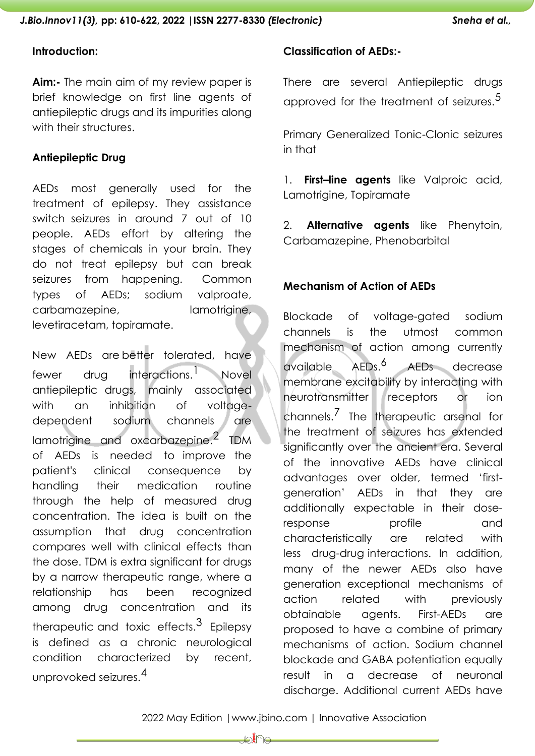## Introduction:

**Aim:-** The main aim of my review paper is brief knowledge on first line agents of antiepileptic drugs and its impurities along with their structures.

### Antiepileptic Drug

AEDs most generally used for the treatment of epilepsy. They assistance switch seizures in around 7 out of 10 people. AEDs effort by altering the stages of chemicals in your brain. They do not treat epilepsy but can break seizures from happening. Common types of AEDs; sodium valproate, carbamazepine, lamotrigine, levetiracetam, topiramate.

New AEDs are better tolerated, have fewer drug interactions.[1] Novel antiepileptic drugs, mainly associated with an inhibition of voltage-dependent sodium channels are lamotrigine and oxcarbazepine.[2] TDM of AEDs is needed to improve the patient's clinical consequence by handling their medication routine through the help of measured drug concentration. The idea is built on the assumption that drug concentration compares well with clinical effects than the dose. TDM is extra significant for drugs by a narrow therapeutic range, where a relationship has been recognized among drug concentration and its therapeutic and toxic effects.[3] Epilepsy is defined as a chronic neurological condition characterized by recent, unprovoked seizures.[4]

### Classification of AEDs:-

There are several Antiepileptic drugs approved for the treatment of seizures.[5]

Primary Generalized Tonic-Clonic seizures in that

1. **First–line agents** like Valproic acid, Lamotrigine, Topiramate
2. **Alternative agents** like Phenytoin, Carbamazepine, Phenobarbital

### Mechanism of Action of AEDs

Blockade of voltage-gated sodium channels is the utmost common mechanism of action among currently available AEDs.[6] AEDs decrease membrane excitability by interacting with neurotransmitter receptors or ion channels.[7] The therapeutic arsenal for the treatment of seizures has extended significantly over the ancient era. Several of the innovative AEDs have clinical advantages over older, termed 'first-generation' AEDs in that they are additionally expectable in their dose-response profile and characteristically are related with less drug-drug interactions. In addition, many of the newer AEDs also have generation exceptional mechanisms of action related with previously obtainable agents. First-AEDs are proposed to have a combine of primary mechanisms of action. Sodium channel blockade and GABA potentiation equally result in a decrease of neuronal discharge. Additional current AEDs have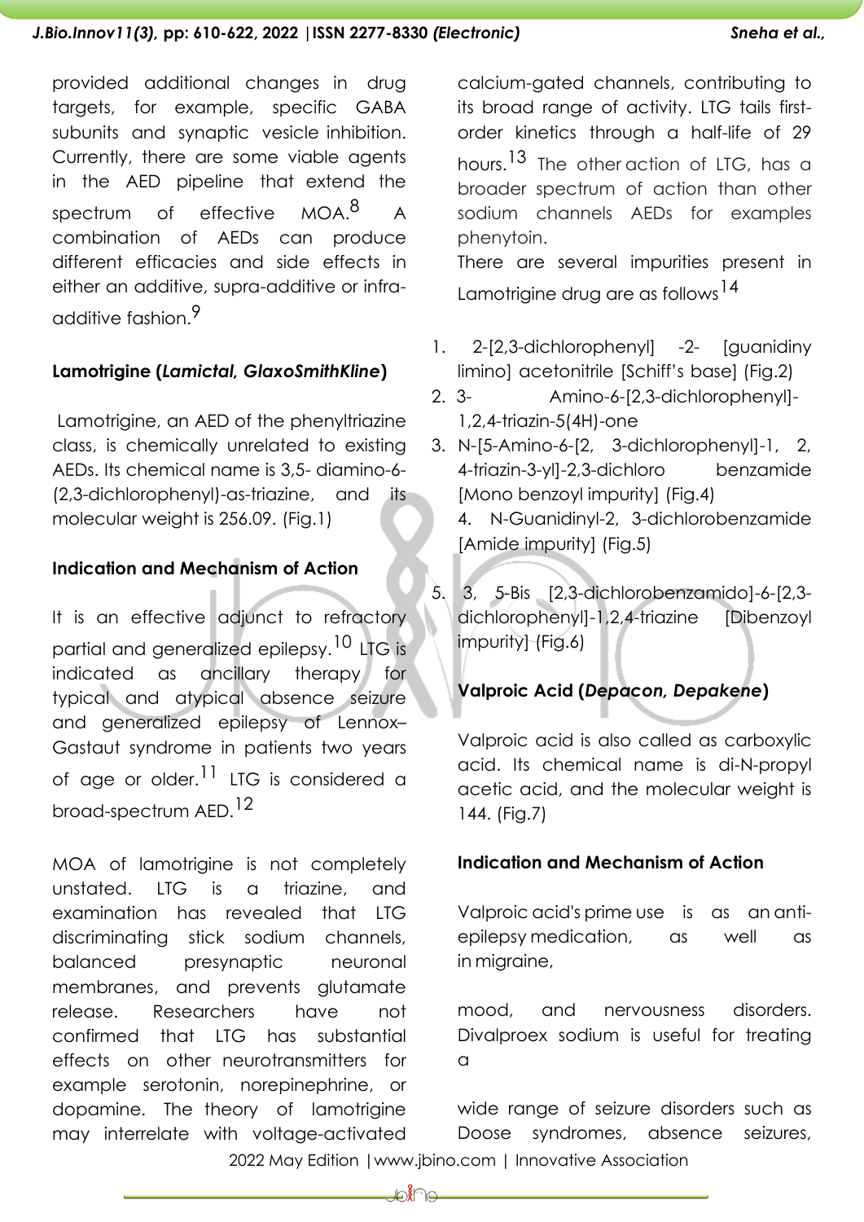provided additional changes in drug targets, for example, specific GABA subunits and synaptic vesicle inhibition. Currently, there are some viable agents in the AED pipeline that extend the spectrum of effective MOA.[8] A combination of AEDs can produce different efficacies and side effects in either an additive, supra-additive or infra-additive fashion.[9]

**Lamotrigine (*Lamictal, GlaxoSmithKline*)**

Lamotrigine, an AED of the phenyltriazine class, is chemically unrelated to existing AEDs. Its chemical name is 3,5- diamino-6-(2,3-dichlorophenyl)-as-triazine, and its molecular weight is 256.09. (Fig.1)

**Indication and Mechanism of Action**

It is an effective adjunct to refractory partial and generalized epilepsy.[10] LTG is indicated as ancillary therapy for typical and atypical absence seizure and generalized epilepsy of Lennox–Gastaut syndrome in patients two years of age or older.[11] LTG is considered a broad-spectrum AED.[12]

MOA of lamotrigine is not completely unstated. LTG is a triazine, and examination has revealed that LTG discriminating stick sodium channels, balanced presynaptic neuronal membranes, and prevents glutamate release. Researchers have not confirmed that LTG has substantial effects on other neurotransmitters for example serotonin, norepinephrine, or dopamine. The theory of lamotrigine may interrelate with voltage-activated calcium-gated channels, contributing to its broad range of activity. LTG tails first-order kinetics through a half-life of 29 hours.[13] The other action of LTG, has a broader spectrum of action than other sodium channels AEDs for examples phenytoin.

There are several impurities present in Lamotrigine drug are as follows[14]

1. 2-[2,3-dichlorophenyl] -2- [guanidiny limino] acetonitrile [Schiff's base] (Fig.2)
2. 3- Amino-6-[2,3-dichlorophenyl]-1,2,4-triazin-5(4H)-one
3. N-[5-Amino-6-[2, 3-dichlorophenyl]-1, 2, 4-triazin-3-yl]-2,3-dichloro benzamide [Mono benzoyl impurity] (Fig.4)
4. N-Guanidinyl-2, 3-dichlorobenzamide [Amide impurity] (Fig.5)
5. 3, 5-Bis [2,3-dichlorobenzamido]-6-[2,3-dichlorophenyl]-1,2,4-triazine [Dibenzoyl impurity] (Fig.6)

**Valproic Acid (*Depacon, Depakene*)**

Valproic acid is also called as carboxylic acid. Its chemical name is di-N-propyl acetic acid, and the molecular weight is 144. (Fig.7)

**Indication and Mechanism of Action**

Valproic acid's prime use is as an anti-epilepsy medication, as well as in migraine, mood, and nervousness disorders. Divalproex sodium is useful for treating a wide range of seizure disorders such as Doose syndromes, absence seizures,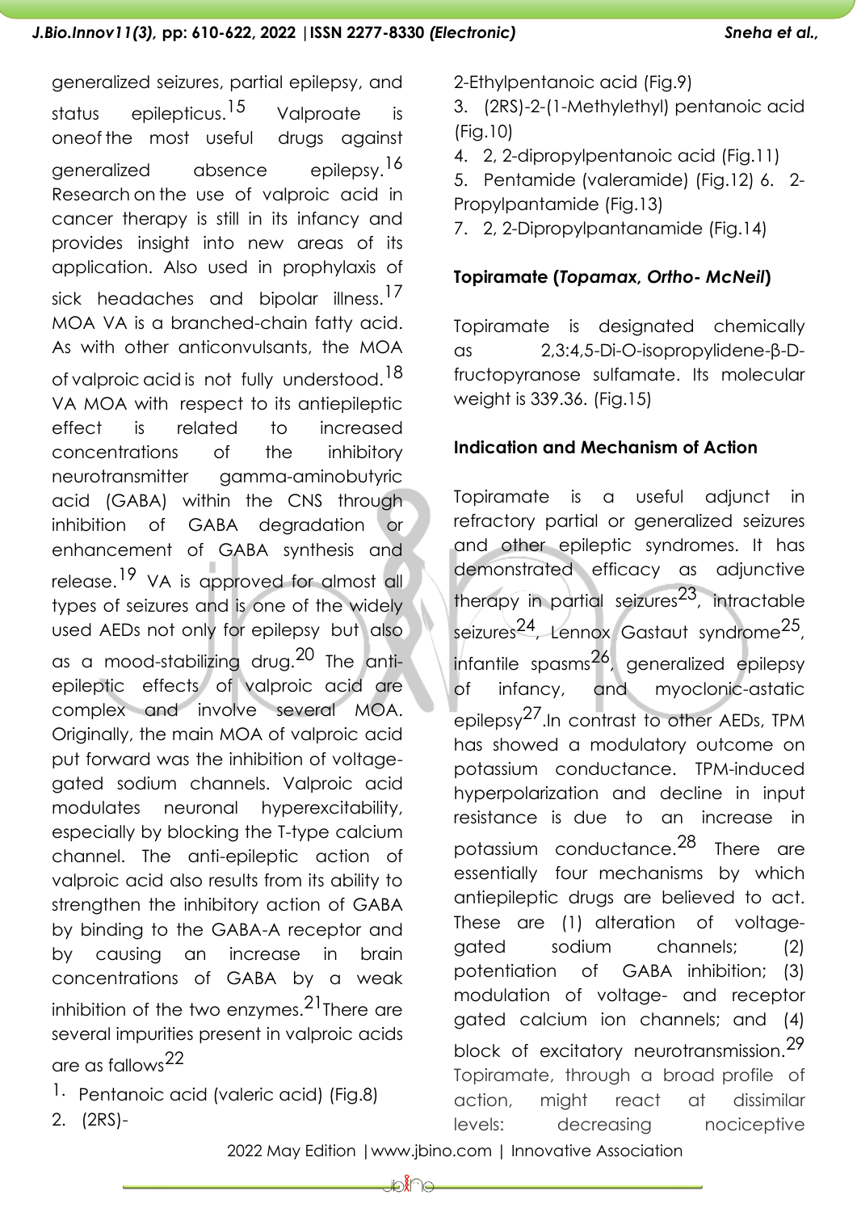generalized seizures, partial epilepsy, and status epilepticus.[15] Valproate is oneof the most useful drugs against generalized absence epilepsy.[16] Research on the use of valproic acid in cancer therapy is still in its infancy and provides insight into new areas of its application. Also used in prophylaxis of sick headaches and bipolar illness.[17] MOA VA is a branched-chain fatty acid. As with other anticonvulsants, the MOA of valproic acid is not fully understood.[18] VA MOA with respect to its antiepileptic effect is related to increased concentrations of the inhibitory neurotransmitter gamma-aminobutyric acid (GABA) within the CNS through inhibition of GABA degradation or enhancement of GABA synthesis and release.[19] VA is approved for almost all types of seizures and is one of the widely used AEDs not only for epilepsy but also as a mood-stabilizing drug.[20] The anti-epileptic effects of valproic acid are complex and involve several MOA. Originally, the main MOA of valproic acid put forward was the inhibition of voltage-gated sodium channels. Valproic acid modulates neuronal hyperexcitability, especially by blocking the T-type calcium channel. The anti-epileptic action of valproic acid also results from its ability to strengthen the inhibitory action of GABA by binding to the GABA-A receptor and by causing an increase in brain concentrations of GABA by a weak inhibition of the two enzymes.[21]There are several impurities present in valproic acids are as fallows[22]

1. Pentanoic acid (valeric acid) (Fig.8)
2. (2RS)-2-Ethylpentanoic acid (Fig.9)
3. (2RS)-2-(1-Methylethyl) pentanoic acid (Fig.10)
4. 2, 2-dipropylpentanoic acid (Fig.11)
5. Pentamide (valeramide) (Fig.12) 6. 2-Propylpantamide (Fig.13)
7. 2, 2-Dipropylpantanamide (Fig.14)

**Topiramate (*Topamax, Ortho- McNeil*)**

Topiramate is designated chemically as 2,3:4,5-Di-O-isopropylidene-β-D-fructopyranose sulfamate. Its molecular weight is 339.36. (Fig.15)

**Indication and Mechanism of Action**

Topiramate is a useful adjunct in refractory partial or generalized seizures and other epileptic syndromes. It has demonstrated efficacy as adjunctive therapy in partial seizures[23], intractable seizures[24], Lennox Gastaut syndrome[25], infantile spasms[26], generalized epilepsy of infancy, and myoclonic-astatic epilepsy[27].In contrast to other AEDs, TPM has showed a modulatory outcome on potassium conductance. TPM-induced hyperpolarization and decline in input resistance is due to an increase in potassium conductance.[28] There are essentially four mechanisms by which antiepileptic drugs are believed to act. These are (1) alteration of voltage-gated sodium channels; (2) potentiation of GABA inhibition; (3) modulation of voltage- and receptor gated calcium ion channels; and (4) block of excitatory neurotransmission.[29] Topiramate, through a broad profile of action, might react at dissimilar levels: decreasing nociceptive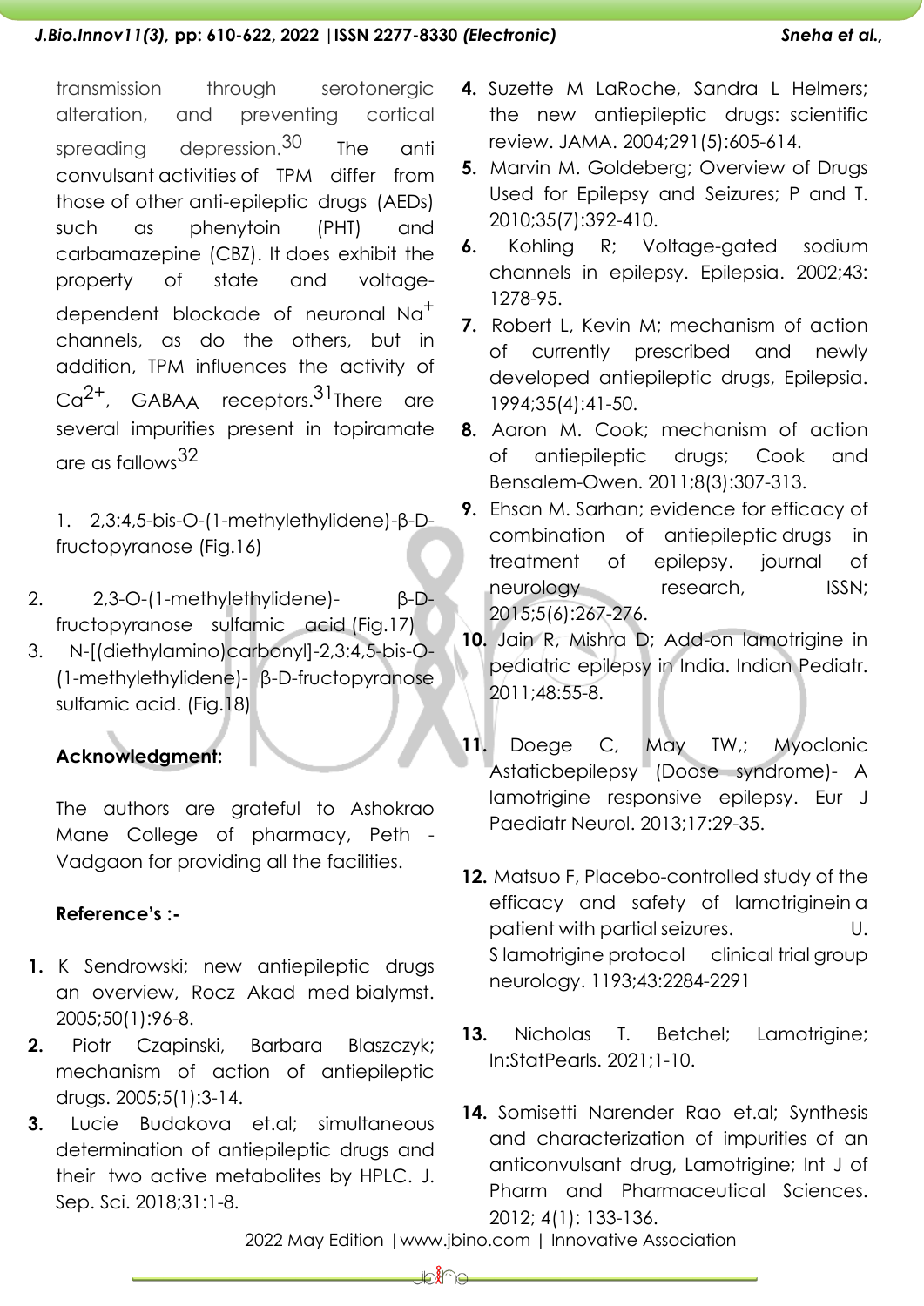transmission through serotonergic alteration, and preventing cortical spreading depression.[30] The anti convulsant activities of TPM differ from those of other anti-epileptic drugs (AEDs) such as phenytoin (PHT) and carbamazepine (CBZ). It does exhibit the property of state and voltage-dependent blockade of neuronal $Na^+$ channels, as do the others, but in addition, TPM influences the activity of $Ca^{2+}$, $GABA_A$ receptors.[31]There are several impurities present in topiramate are as fallows[32]

1. 2,3:4,5-bis-O-(1-methylethylidene)-β-D-fructopyranose (Fig.16)
2. 2,3-O-(1-methylethylidene)- β-D-fructopyranose sulfamic acid (Fig.17)
3. N-[(diethylamino)carbonyl]-2,3:4,5-bis-O-(1-methylethylidene)- β-D-fructopyranose sulfamic acid. (Fig.18)

**Acknowledgment:**

The authors are grateful to Ashokrao Mane College of pharmacy, Peth - Vadgaon for providing all the facilities.

**Reference's :-**

1. K Sendrowski; new antiepileptic drugs an overview, Rocz Akad med bialymst. 2005;50(1):96-8.
2. Piotr Czapinski, Barbara Blaszczyk; mechanism of action of antiepileptic drugs. 2005;5(1):3-14.
3. Lucie Budakova et.al; simultaneous determination of antiepileptic drugs and their two active metabolites by HPLC. J. Sep. Sci. 2018;31:1-8.
4. Suzette M LaRoche, Sandra L Helmers; the new antiepileptic drugs: scientific review. JAMA. 2004;291(5):605-614.
5. Marvin M. Goldeberg; Overview of Drugs Used for Epilepsy and Seizures; P and T. 2010;35(7):392-410.
6. Kohling R; Voltage-gated sodium channels in epilepsy. Epilepsia. 2002;43: 1278-95.
7. Robert L, Kevin M; mechanism of action of currently prescribed and newly developed antiepileptic drugs, Epilepsia. 1994;35(4):41-50.
8. Aaron M. Cook; mechanism of action of antiepileptic drugs; Cook and Bensalem-Owen. 2011;8(3):307-313.
9. Ehsan M. Sarhan; evidence for efficacy of combination of antiepileptic drugs in treatment of epilepsy. journal of neurology research, ISSN; 2015;5(6):267-276.
10. Jain R, Mishra D; Add-on lamotrigine in pediatric epilepsy in India. Indian Pediatr. 2011;48:55-8.
11. Doege C, May TW,; Myoclonic Astaticbepilepsy (Doose syndrome)- A lamotrigine responsive epilepsy. Eur J Paediatr Neurol. 2013;17:29-35.
12. Matsuo F, Placebo-controlled study of the efficacy and safety of lamotriginein a patient with partial seizures. U. S lamotrigine protocol clinical trial group neurology. 1193;43:2284-2291
13. Nicholas T. Betchel; Lamotrigine; In:StatPearls. 2021;1-10.
14. Somisetti Narender Rao et.al; Synthesis and characterization of impurities of an anticonvulsant drug, Lamotrigine; Int J of Pharm and Pharmaceutical Sciences. 2012; 4(1): 133-136.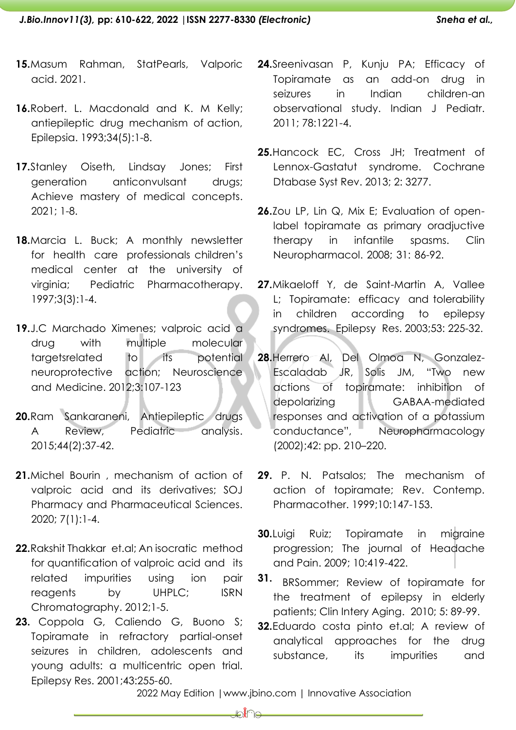15. Masum Rahman, StatPearls, Valporic acid. 2021.

16. Robert. L. Macdonald and K. M Kelly; antiepileptic drug mechanism of action, Epilepsia. 1993;34(5):1-8.

17. Stanley Oiseth, Lindsay Jones; First generation anticonvulsant drugs; Achieve mastery of medical concepts. 2021; 1-8.

18. Marcia L. Buck; A monthly newsletter for health care professionals children's medical center at the university of virginia; Pediatric Pharmacotherapy. 1997;3(3):1-4.

19. J.C Marchado Ximenes; valproic acid a drug with multiple molecular targetsrelated to its potential neuroprotective action; Neuroscience and Medicine. 2012;3:107-123

20. Ram Sankaraneni, Antiepileptic drugs A Review, Pediatric analysis. 2015;44(2):37-42.

21. Michel Bourin , mechanism of action of valproic acid and its derivatives; SOJ Pharmacy and Pharmaceutical Sciences. 2020; 7(1):1-4.

22. Rakshit Thakkar et.al; An isocratic method for quantification of valproic acid and its related impurities using ion pair reagents by UHPLC; ISRN Chromatography. 2012;1-5.

23. Coppola G, Caliendo G, Buono S; Topiramate in refractory partial-onset seizures in children, adolescents and young adults: a multicentric open trial. Epilepsy Res. 2001;43:255-60.

24. Sreenivasan P, Kunju PA; Efficacy of Topiramate as an add-on drug in seizures in Indian children-an observational study. Indian J Pediatr. 2011; 78:1221-4.

25. Hancock EC, Cross JH; Treatment of Lennox-Gastatut syndrome. Cochrane Dtabase Syst Rev. 2013; 2: 3277.

26. Zou LP, Lin Q, Mix E; Evaluation of open-label topiramate as primary oradjuctive therapy in infantile spasms. Clin Neuropharmacol. 2008; 31: 86-92.

27. Mikaeloff Y, de Saint-Martin A, Vallee L; Topiramate: efficacy and tolerability in children according to epilepsy syndromes. Epilepsy Res. 2003;53: 225-32.

28. Herrero AI, Del Olmoa N, Gonzalez-Escaladab JR, Solis JM, "Two new actions of topiramate: inhibition of depolarizing GABAA-mediated responses and activation of a potassium conductance", Neuropharmacology (2002);42: pp. 210–220.

29. P. N. Patsalos; The mechanism of action of topiramate; Rev. Contemp. Pharmacother. 1999;10:147-153.

30. Luigi Ruiz; Topiramate in migraine progression; The journal of Headache and Pain. 2009; 10:419-422.

31. BRSommer; Review of topiramate for the treatment of epilepsy in elderly patients; Clin Intery Aging. 2010; 5: 89-99.

32. Eduardo costa pinto et.al; A review of analytical approaches for the drug substance, its impurities and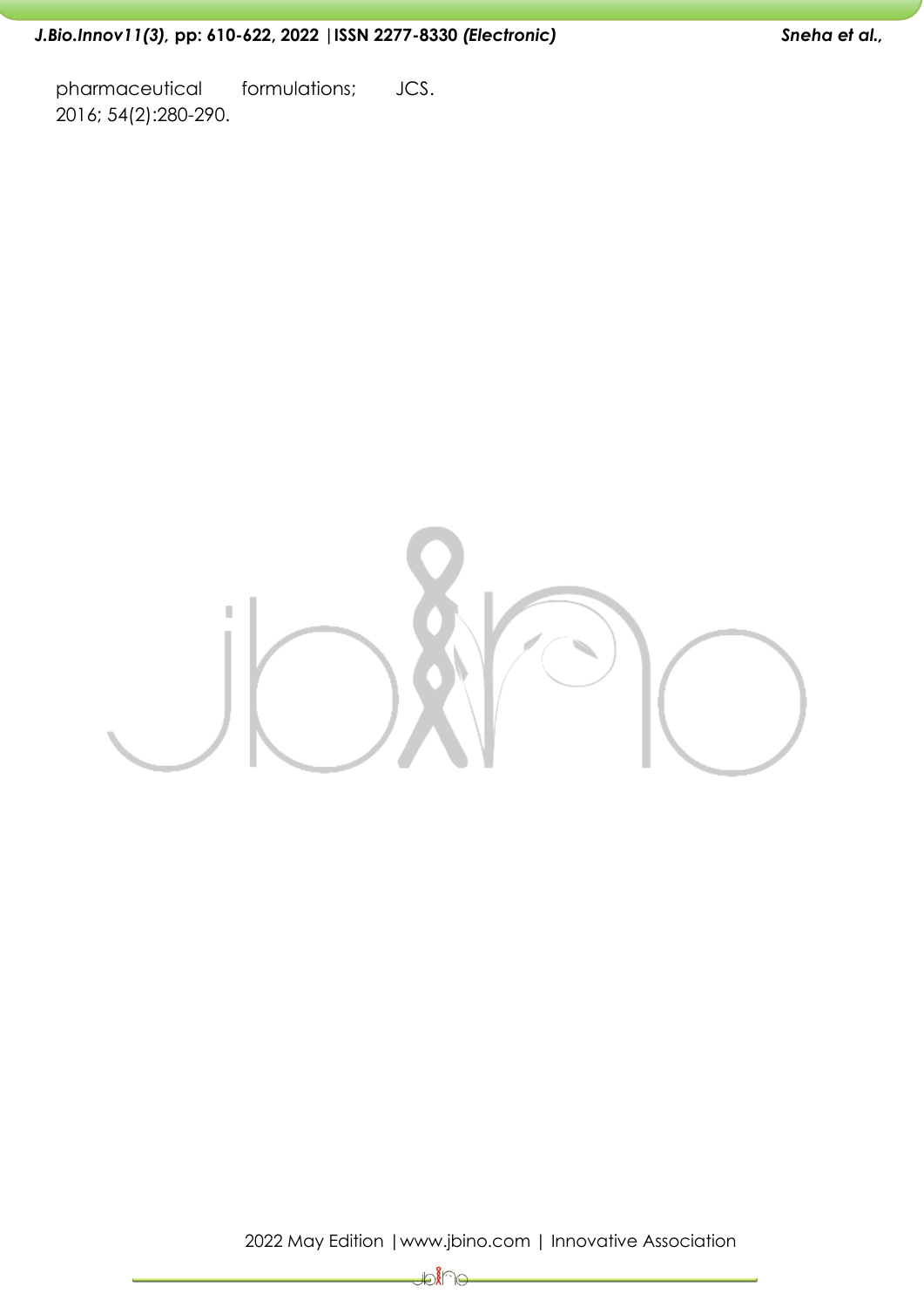pharmaceutical formulations; JCS. 2016; 54(2):280-290.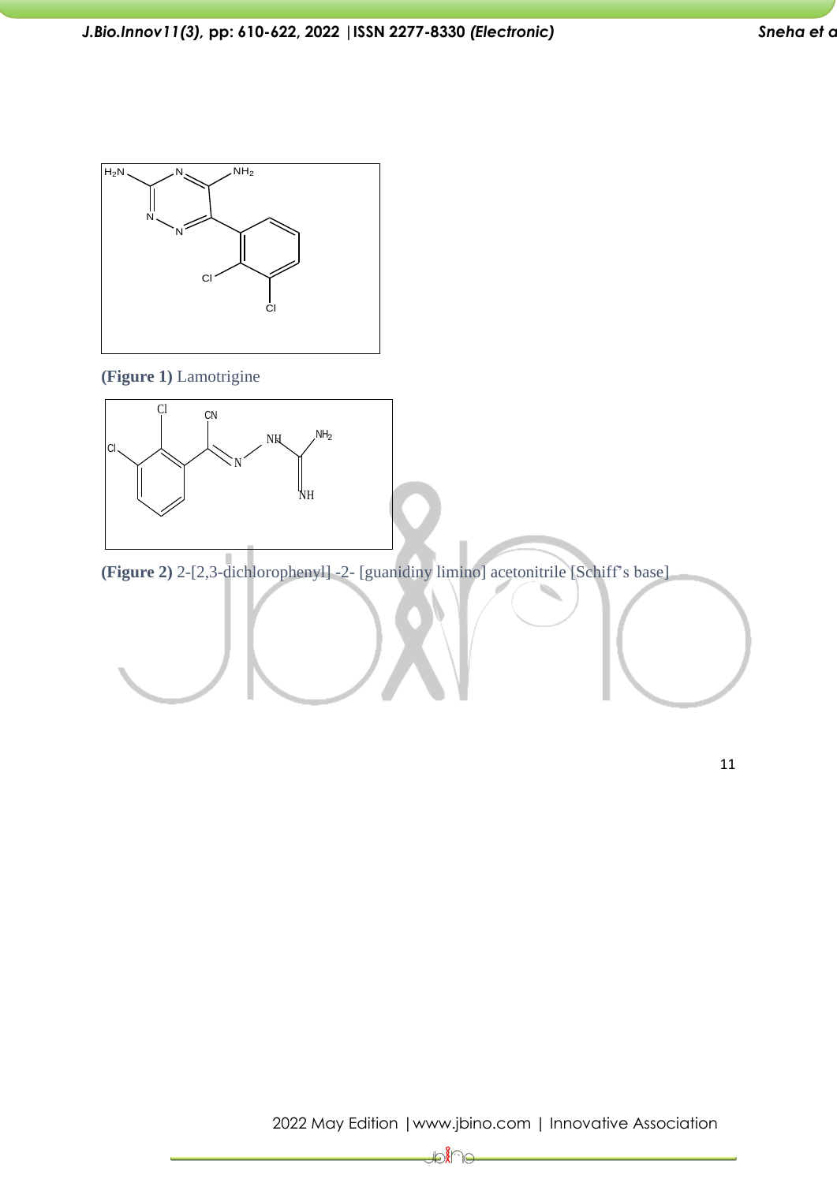**(Figure 1)** Lamotrigine

**(Figure 2)** 2-[2,3-dichlorophenyl] -2- [guanidiny limino] acetonitrile [Schiff's base]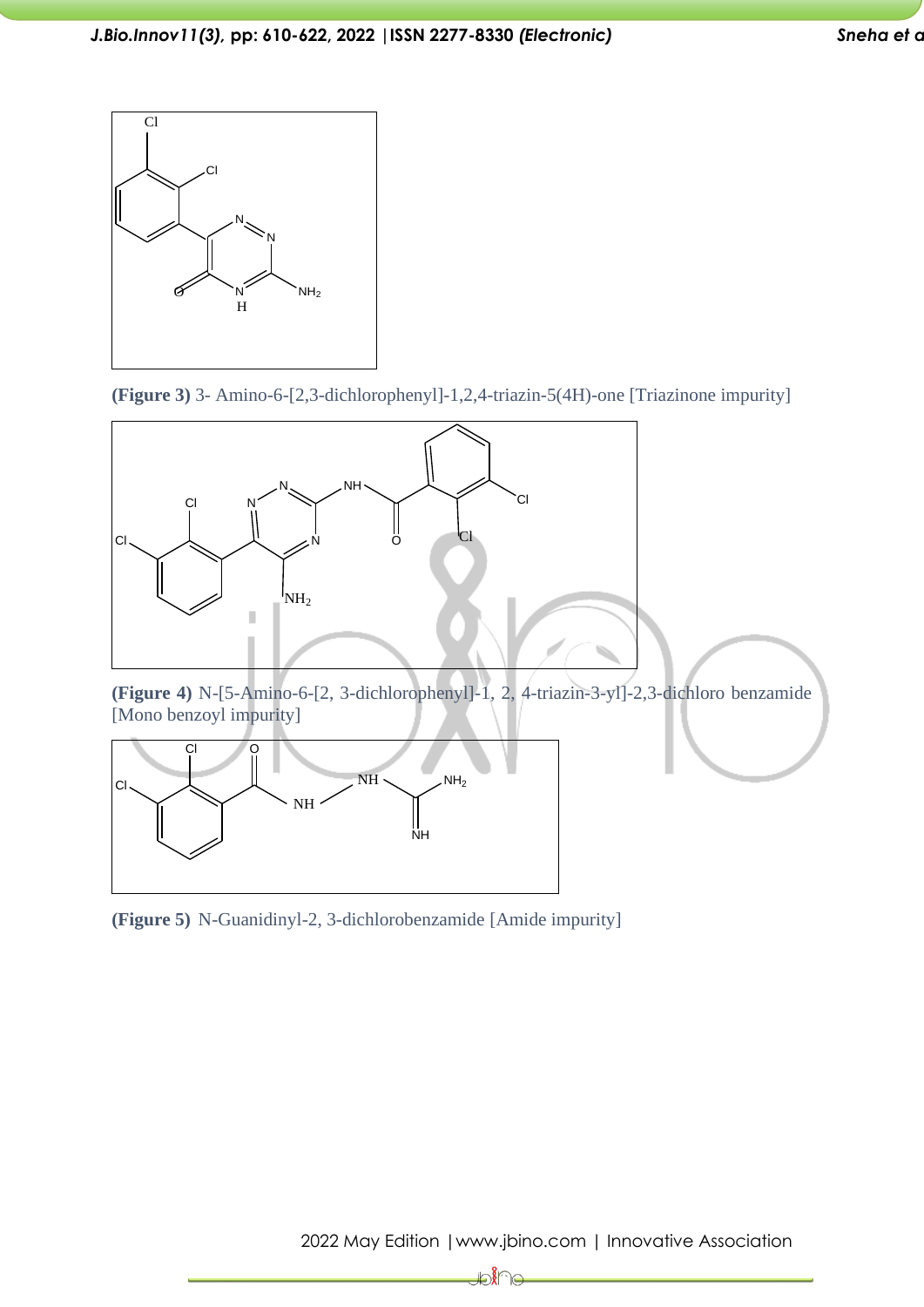**(Figure 3)** 3- Amino-6-[2,3-dichlorophenyl]-1,2,4-triazin-5(4H)-one [Triazinone impurity]

**(Figure 4)** N-[5-Amino-6-[2, 3-dichlorophenyl]-1, 2, 4-triazin-3-yl]-2,3-dichloro benzamide [Mono benzoyl impurity]

**(Figure 5)** N-Guanidinyl-2, 3-dichlorobenzamide [Amide impurity]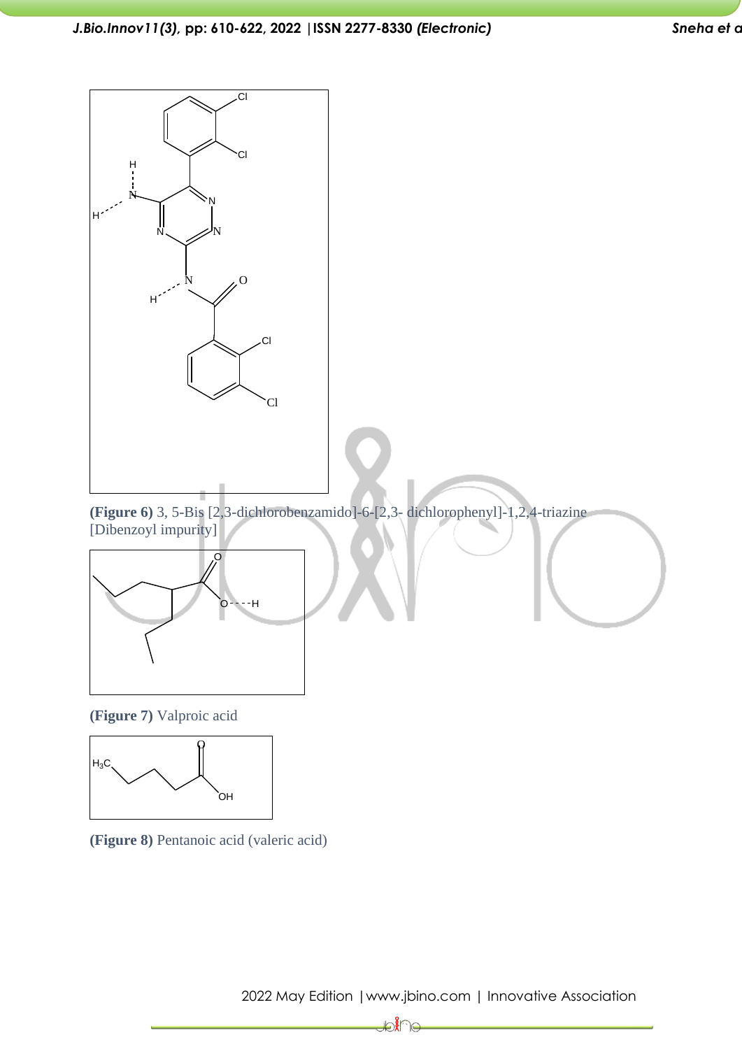**(Figure 6)** 3, 5-Bis [2,3-dichlorobenzamido]-6-[2,3- dichlorophenyl]-1,2,4-triazine [Dibenzoyl impurity]

**(Figure 7)** Valproic acid

**(Figure 8)** Pentanoic acid (valeric acid)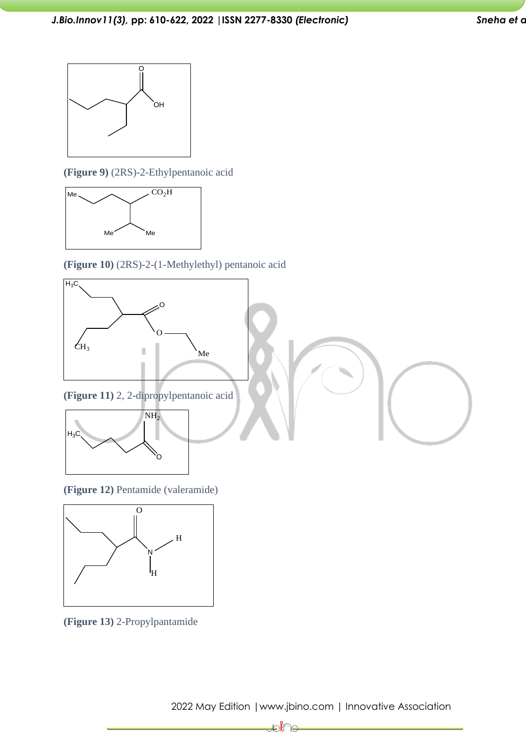**(Figure 9)** (2RS)-2-Ethylpentanoic acid

**(Figure 10)** (2RS)-2-(1-Methylethyl) pentanoic acid

**(Figure 11)** 2, 2-dipropylpentanoic acid

**(Figure 12)** Pentamide (valeramide)

**(Figure 13)** 2-Propylpantamide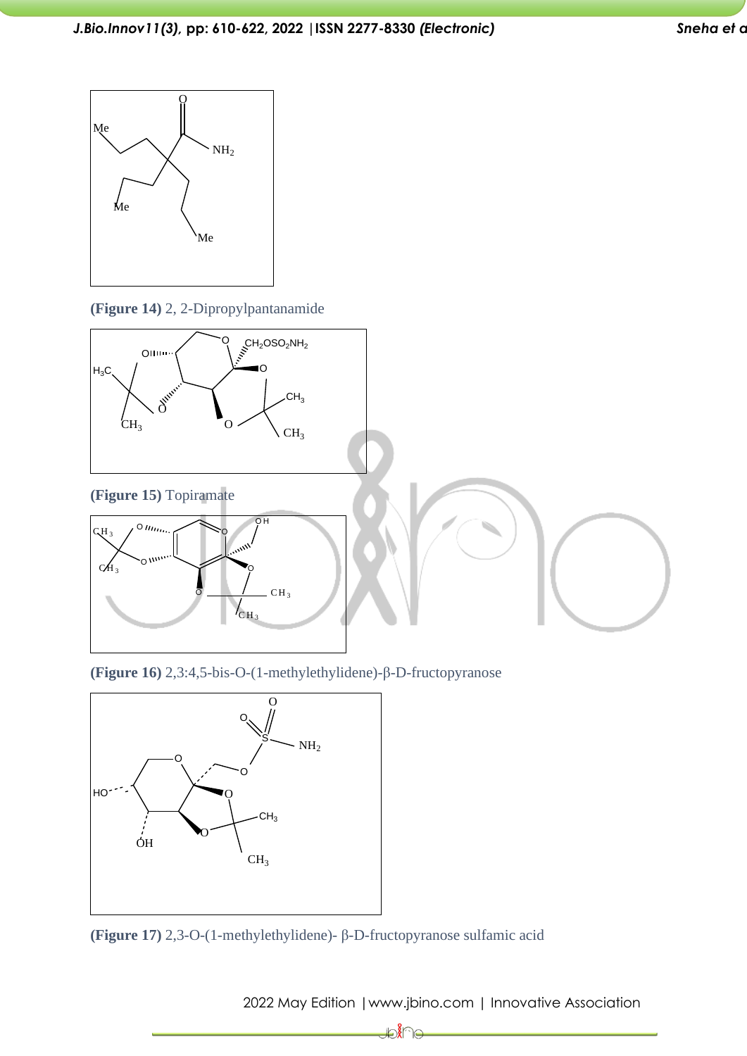**(Figure 14)** 2, 2-Dipropylpantanamide

**(Figure 15)** Topiramate

**(Figure 16)** 2,3:4,5-bis-O-(1-methylethylidene)-β-D-fructopyranose

**(Figure 17)** 2,3-O-(1-methylethylidene)- β-D-fructopyranose sulfamic acid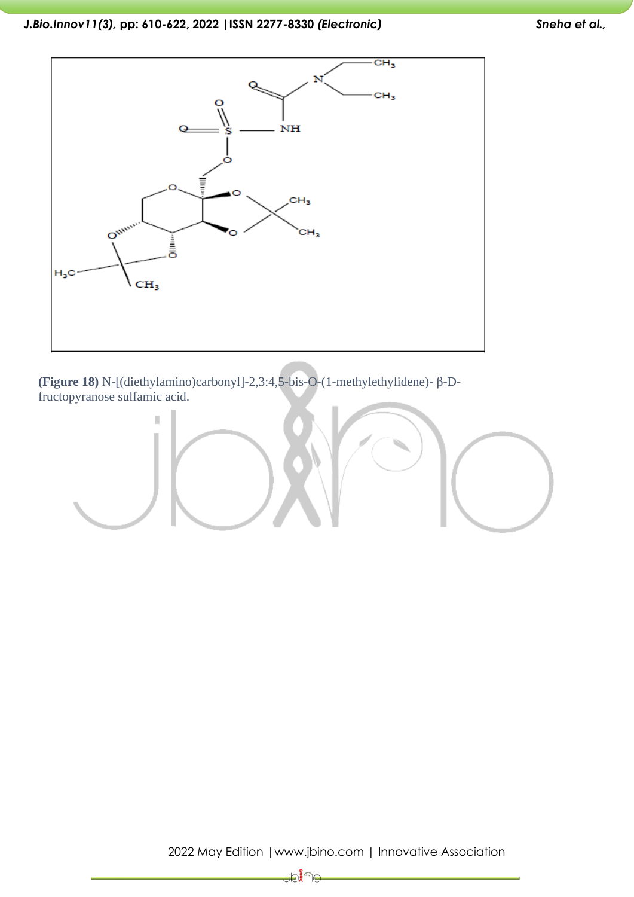(Figure 18) N-[(diethylamino)carbonyl]-2,3:4,5-bis-O-(1-methylethylidene)- β-D-fructopyranose sulfamic acid.